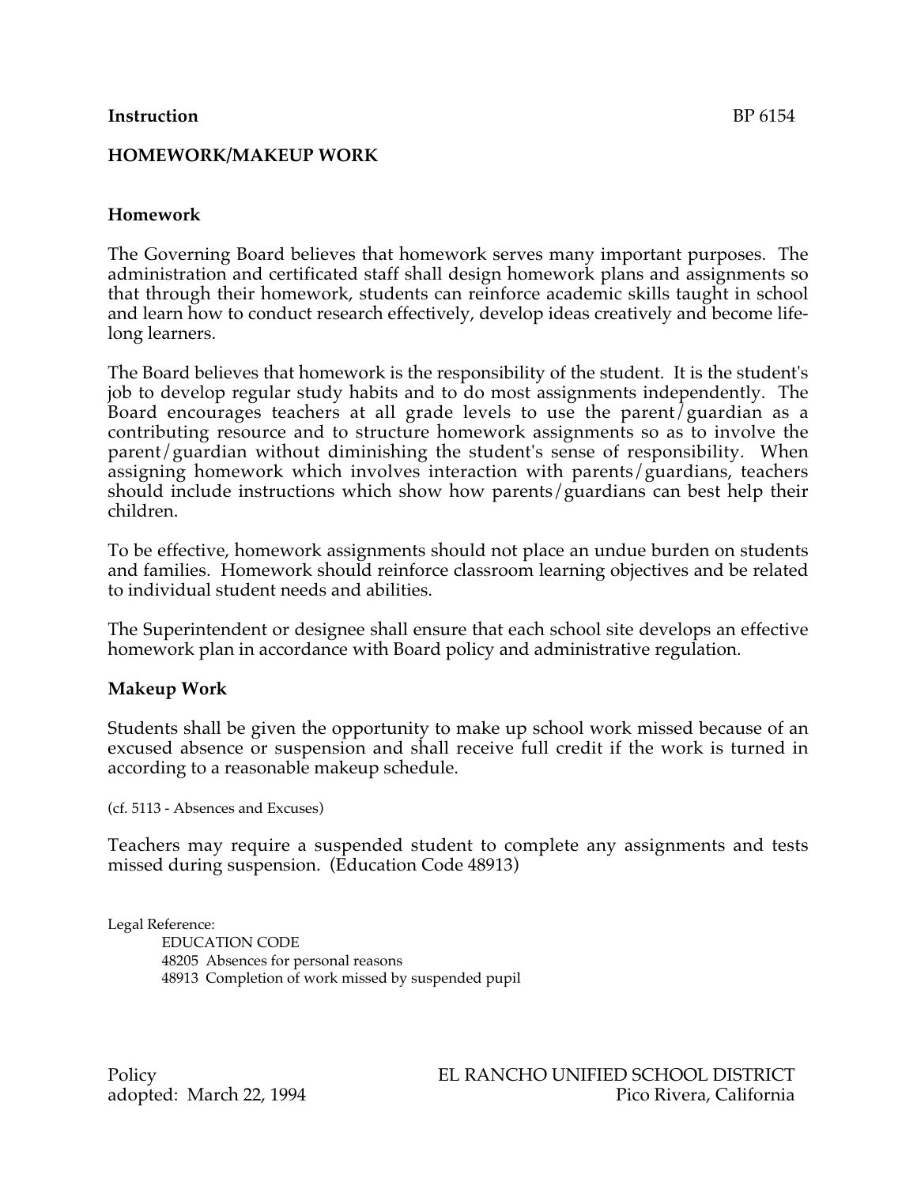**Instruction** BP 6154

# HOMEWORK/MAKEUP WORK

## Homework

The Governing Board believes that homework serves many important purposes. The administration and certificated staff shall design homework plans and assignments so that through their homework, students can reinforce academic skills taught in school and learn how to conduct research effectively, develop ideas creatively and become life-long learners.

The Board believes that homework is the responsibility of the student. It is the student's job to develop regular study habits and to do most assignments independently. The Board encourages teachers at all grade levels to use the parent/guardian as a contributing resource and to structure homework assignments so as to involve the parent/guardian without diminishing the student's sense of responsibility. When assigning homework which involves interaction with parents/guardians, teachers should include instructions which show how parents/guardians can best help their children.

To be effective, homework assignments should not place an undue burden on students and families. Homework should reinforce classroom learning objectives and be related to individual student needs and abilities.

The Superintendent or designee shall ensure that each school site develops an effective homework plan in accordance with Board policy and administrative regulation.

## Makeup Work

Students shall be given the opportunity to make up school work missed because of an excused absence or suspension and shall receive full credit if the work is turned in according to a reasonable makeup schedule.

(cf. 5113 - Absences and Excuses)

Teachers may require a suspended student to complete any assignments and tests missed during suspension. (Education Code 48913)

Legal Reference:

EDUCATION CODE
48205 Absences for personal reasons
48913 Completion of work missed by suspended pupil

Policy
adopted: March 22, 1994

EL RANCHO UNIFIED SCHOOL DISTRICT
Pico Rivera, California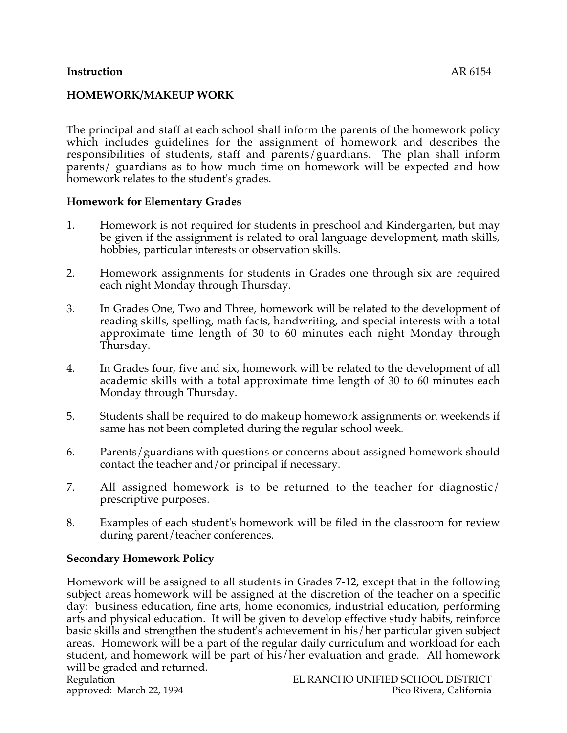**Instruction** AR 6154

**HOMEWORK/MAKEUP WORK**

The principal and staff at each school shall inform the parents of the homework policy which includes guidelines for the assignment of homework and describes the responsibilities of students, staff and parents/guardians. The plan shall inform parents/ guardians as to how much time on homework will be expected and how homework relates to the student's grades.

**Homework for Elementary Grades**

1. Homework is not required for students in preschool and Kindergarten, but may be given if the assignment is related to oral language development, math skills, hobbies, particular interests or observation skills.

2. Homework assignments for students in Grades one through six are required each night Monday through Thursday.

3. In Grades One, Two and Three, homework will be related to the development of reading skills, spelling, math facts, handwriting, and special interests with a total approximate time length of 30 to 60 minutes each night Monday through Thursday.

4. In Grades four, five and six, homework will be related to the development of all academic skills with a total approximate time length of 30 to 60 minutes each Monday through Thursday.

5. Students shall be required to do makeup homework assignments on weekends if same has not been completed during the regular school week.

6. Parents/guardians with questions or concerns about assigned homework should contact the teacher and/or principal if necessary.

7. All assigned homework is to be returned to the teacher for diagnostic/ prescriptive purposes.

8. Examples of each student's homework will be filed in the classroom for review during parent/teacher conferences.

**Secondary Homework Policy**

Homework will be assigned to all students in Grades 7-12, except that in the following subject areas homework will be assigned at the discretion of the teacher on a specific day: business education, fine arts, home economics, industrial education, performing arts and physical education. It will be given to develop effective study habits, reinforce basic skills and strengthen the student's achievement in his/her particular given subject areas. Homework will be a part of the regular daily curriculum and workload for each student, and homework will be part of his/her evaluation and grade. All homework will be graded and returned.

Regulation
approved: March 22, 1994

EL RANCHO UNIFIED SCHOOL DISTRICT
Pico Rivera, California